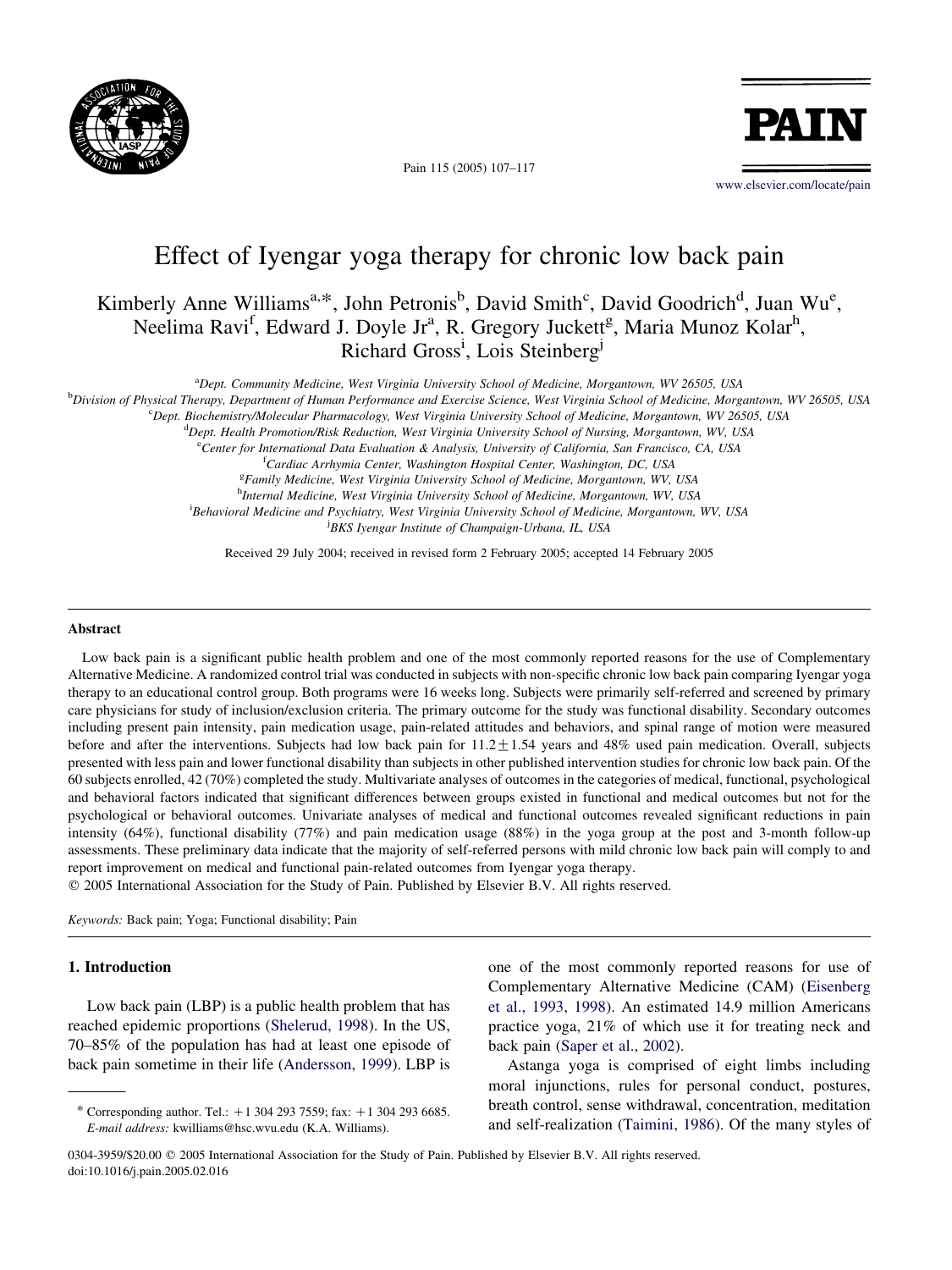// Effect of Iyengar yoga therapy for chronic low back pain

# Effect of Iyengar yoga therapy for chronic low back pain

Kimberly Anne Williams[a,*], John Petronis[b], David Smith[c], David Goodrich[d], Juan Wu[e], Neelima Ravi[f], Edward J. Doyle Jr[a], R. Gregory Juckett[g], Maria Munoz Kolar[h], Richard Gross[i], Lois Steinberg[j]

[a] *Dept. Community Medicine, West Virginia University School of Medicine, Morgantown, WV 26505, USA*

[b] *Division of Physical Therapy, Department of Human Performance and Exercise Science, West Virginia School of Medicine, Morgantown, WV 26505, USA*

[c] *Dept. Biochemistry/Molecular Pharmacology, West Virginia University School of Medicine, Morgantown, WV 26505, USA*

[d] *Dept. Health Promotion/Risk Reduction, West Virginia University School of Nursing, Morgantown, WV, USA*

[e] *Center for International Data Evaluation & Analysis, University of California, San Francisco, CA, USA*

[f] *Cardiac Arrhymia Center, Washington Hospital Center, Washington, DC, USA*

[g] *Family Medicine, West Virginia University School of Medicine, Morgantown, WV, USA*

[h] *Internal Medicine, West Virginia University School of Medicine, Morgantown, WV, USA*

[i] *Behavioral Medicine and Psychiatry, West Virginia University School of Medicine, Morgantown, WV, USA*

[j] *BKS Iyengar Institute of Champaign-Urbana, IL, USA*

Received 29 July 2004; received in revised form 2 February 2005; accepted 14 February 2005

## Abstract

Low back pain is a significant public health problem and one of the most commonly reported reasons for the use of Complementary Alternative Medicine. A randomized control trial was conducted in subjects with non-specific chronic low back pain comparing Iyengar yoga therapy to an educational control group. Both programs were 16 weeks long. Subjects were primarily self-referred and screened by primary care physicians for study of inclusion/exclusion criteria. The primary outcome for the study was functional disability. Secondary outcomes including present pain intensity, pain medication usage, pain-related attitudes and behaviors, and spinal range of motion were measured before and after the interventions. Subjects had low back pain for $11.2 \pm 1.54$ years and 48% used pain medication. Overall, subjects presented with less pain and lower functional disability than subjects in other published intervention studies for chronic low back pain. Of the 60 subjects enrolled, 42 (70%) completed the study. Multivariate analyses of outcomes in the categories of medical, functional, psychological and behavioral factors indicated that significant differences between groups existed in functional and medical outcomes but not for the psychological or behavioral outcomes. Univariate analyses of medical and functional outcomes revealed significant reductions in pain intensity (64%), functional disability (77%) and pain medication usage (88%) in the yoga group at the post and 3-month follow-up assessments. These preliminary data indicate that the majority of self-referred persons with mild chronic low back pain will comply to and report improvement on medical and functional pain-related outcomes from Iyengar yoga therapy.

© 2005 International Association for the Study of Pain. Published by Elsevier B.V. All rights reserved.

*Keywords:* Back pain; Yoga; Functional disability; Pain

## 1. Introduction

Low back pain (LBP) is a public health problem that has reached epidemic proportions (Shelerud, 1998). In the US, 70–85% of the population has had at least one episode of back pain sometime in their life (Andersson, 1999). LBP is one of the most commonly reported reasons for use of Complementary Alternative Medicine (CAM) (Eisenberg et al., 1993, 1998). An estimated 14.9 million Americans practice yoga, 21% of which use it for treating neck and back pain (Saper et al., 2002).

Astanga yoga is comprised of eight limbs including moral injunctions, rules for personal conduct, postures, breath control, sense withdrawal, concentration, meditation and self-realization (Taimini, 1986). Of the many styles of

\* Corresponding author. Tel.: +1 304 293 7559; fax: +1 304 293 6685. *E-mail address:* kwilliams@hsc.wvu.edu (K.A. Williams).

0304-3959/$20.00 © 2005 International Association for the Study of Pain. Published by Elsevier B.V. All rights reserved.
doi:10.1016/j.pain.2005.02.016

# Effect of Iyengar yoga therapy for chronic low back pain

Kimberly Anne Williams[a,*], John Petronis[b], David Smith[c], David Goodrich[d], Juan Wu[e], Neelima Ravi[f], Edward J. Doyle Jr[a], R. Gregory Juckett[g], Maria Munoz Kolar[h], Richard Gross[i], Lois Steinberg[j]

[a] *Dept. Community Medicine, West Virginia University School of Medicine, Morgantown, WV 26505, USA*

[b] *Division of Physical Therapy, Department of Human Performance and Exercise Science, West Virginia School of Medicine, Morgantown, WV 26505, USA*

[c] *Dept. Biochemistry/Molecular Pharmacology, West Virginia University School of Medicine, Morgantown, WV 26505, USA*

[d] *Dept. Health Promotion/Risk Reduction, West Virginia University School of Nursing, Morgantown, WV, USA*

[e] *Center for International Data Evaluation & Analysis, University of California, San Francisco, CA, USA*

[f] *Cardiac Arrhymia Center, Washington Hospital Center, Washington, DC, USA*

[g] *Family Medicine, West Virginia University School of Medicine, Morgantown, WV, USA*

[h] *Internal Medicine, West Virginia University School of Medicine, Morgantown, WV, USA*

[i] *Behavioral Medicine and Psychiatry, West Virginia University School of Medicine, Morgantown, WV, USA*

[j] *BKS Iyengar Institute of Champaign-Urbana, IL, USA*

Received 29 July 2004; received in revised form 2 February 2005; accepted 14 February 2005

## Abstract

Low back pain is a significant public health problem and one of the most commonly reported reasons for the use of Complementary Alternative Medicine. A randomized control trial was conducted in subjects with non-specific chronic low back pain comparing Iyengar yoga therapy to an educational control group. Both programs were 16 weeks long. Subjects were primarily self-referred and screened by primary care physicians for study of inclusion/exclusion criteria. The primary outcome for the study was functional disability. Secondary outcomes including present pain intensity, pain medication usage, pain-related attitudes and behaviors, and spinal range of motion were measured before and after the interventions. Subjects had low back pain for $11.2 \pm 1.54$ years and 48% used pain medication. Overall, subjects presented with less pain and lower functional disability than subjects in other published intervention studies for chronic low back pain. Of the 60 subjects enrolled, 42 (70%) completed the study. Multivariate analyses of outcomes in the categories of medical, functional, psychological and behavioral factors indicated that significant differences between groups existed in functional and medical outcomes but not for the psychological or behavioral outcomes. Univariate analyses of medical and functional outcomes revealed significant reductions in pain intensity (64%), functional disability (77%) and pain medication usage (88%) in the yoga group at the post and 3-month follow-up assessments. These preliminary data indicate that the majority of self-referred persons with mild chronic low back pain will comply to and report improvement on medical and functional pain-related outcomes from Iyengar yoga therapy.

© 2005 International Association for the Study of Pain. Published by Elsevier B.V. All rights reserved.

*Keywords:* Back pain; Yoga; Functional disability; Pain

## 1. Introduction

Low back pain (LBP) is a public health problem that has reached epidemic proportions (Shelerud, 1998). In the US, 70–85% of the population has had at least one episode of back pain sometime in their life (Andersson, 1999). LBP is one of the most commonly reported reasons for use of Complementary Alternative Medicine (CAM) (Eisenberg et al., 1993, 1998). An estimated 14.9 million Americans practice yoga, 21% of which use it for treating neck and back pain (Saper et al., 2002).

Astanga yoga is comprised of eight limbs including moral injunctions, rules for personal conduct, postures, breath control, sense withdrawal, concentration, meditation and self-realization (Taimini, 1986). Of the many styles of

\* Corresponding author. Tel.: +1 304 293 7559; fax: +1 304 293 6685. *E-mail address:* kwilliams@hsc.wvu.edu (K.A. Williams).

0304-3959/$20.00 © 2005 International Association for the Study of Pain. Published by Elsevier B.V. All rights reserved.
doi:10.1016/j.pain.2005.02.016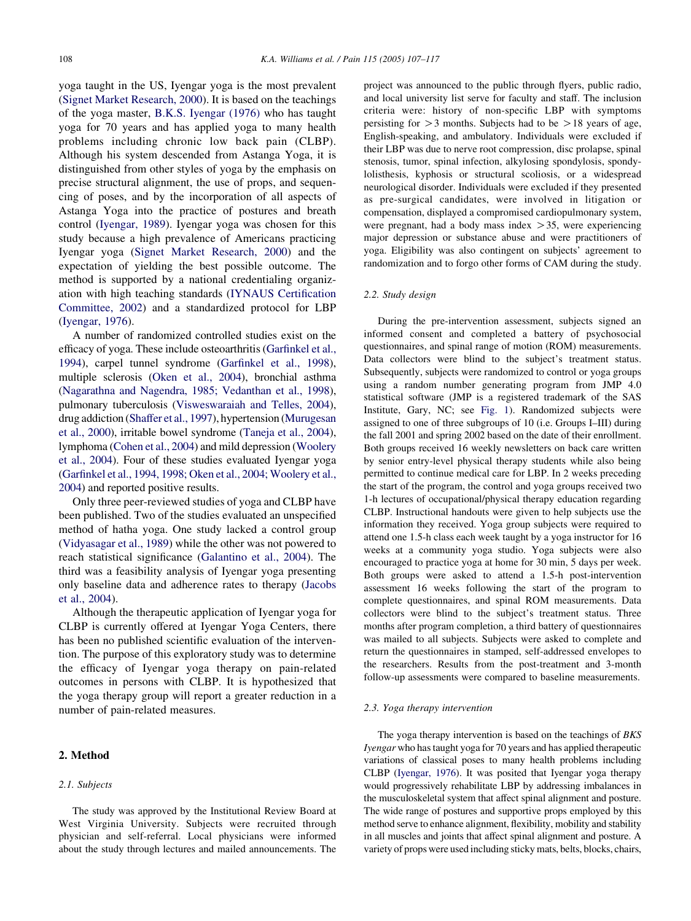yoga taught in the US, Iyengar yoga is the most prevalent (Signet Market Research, 2000). It is based on the teachings of the yoga master, B.K.S. Iyengar (1976) who has taught yoga for 70 years and has applied yoga to many health problems including chronic low back pain (CLBP). Although his system descended from Astanga Yoga, it is distinguished from other styles of yoga by the emphasis on precise structural alignment, the use of props, and sequencing of poses, and by the incorporation of all aspects of Astanga Yoga into the practice of postures and breath control (Iyengar, 1989). Iyengar yoga was chosen for this study because a high prevalence of Americans practicing Iyengar yoga (Signet Market Research, 2000) and the expectation of yielding the best possible outcome. The method is supported by a national credentialing organization with high teaching standards (IYNAUS Certification Committee, 2002) and a standardized protocol for LBP (Iyengar, 1976).

A number of randomized controlled studies exist on the efficacy of yoga. These include osteoarthritis (Garfinkel et al., 1994), carpel tunnel syndrome (Garfinkel et al., 1998), multiple sclerosis (Oken et al., 2004), bronchial asthma (Nagarathna and Nagendra, 1985; Vedanthan et al., 1998), pulmonary tuberculosis (Visweswaraiah and Telles, 2004), drug addiction (Shaffer et al., 1997), hypertension (Murugesan et al., 2000), irritable bowel syndrome (Taneja et al., 2004), lymphoma (Cohen et al., 2004) and mild depression (Woolery et al., 2004). Four of these studies evaluated Iyengar yoga (Garfinkel et al., 1994, 1998; Oken et al., 2004; Woolery et al., 2004) and reported positive results.

Only three peer-reviewed studies of yoga and CLBP have been published. Two of the studies evaluated an unspecified method of hatha yoga. One study lacked a control group (Vidyasagar et al., 1989) while the other was not powered to reach statistical significance (Galantino et al., 2004). The third was a feasibility analysis of Iyengar yoga presenting only baseline data and adherence rates to therapy (Jacobs et al., 2004).

Although the therapeutic application of Iyengar yoga for CLBP is currently offered at Iyengar Yoga Centers, there has been no published scientific evaluation of the intervention. The purpose of this exploratory study was to determine the efficacy of Iyengar yoga therapy on pain-related outcomes in persons with CLBP. It is hypothesized that the yoga therapy group will report a greater reduction in a number of pain-related measures.

## 2. Method

### 2.1. Subjects

The study was approved by the Institutional Review Board at West Virginia University. Subjects were recruited through physician and self-referral. Local physicians were informed about the study through lectures and mailed announcements. The project was announced to the public through flyers, public radio, and local university list serve for faculty and staff. The inclusion criteria were: history of non-specific LBP with symptoms persisting for $>3$ months. Subjects had to be $>18$ years of age, English-speaking, and ambulatory. Individuals were excluded if their LBP was due to nerve root compression, disc prolapse, spinal stenosis, tumor, spinal infection, alkylosing spondylosis, spondylolisthesis, kyphosis or structural scoliosis, or a widespread neurological disorder. Individuals were excluded if they presented as pre-surgical candidates, were involved in litigation or compensation, displayed a compromised cardiopulmonary system, were pregnant, had a body mass index $>35$, were experiencing major depression or substance abuse and were practitioners of yoga. Eligibility was also contingent on subjects' agreement to randomization and to forgo other forms of CAM during the study.

### 2.2. Study design

During the pre-intervention assessment, subjects signed an informed consent and completed a battery of psychosocial questionnaires, and spinal range of motion (ROM) measurements. Data collectors were blind to the subject's treatment status. Subsequently, subjects were randomized to control or yoga groups using a random number generating program from JMP 4.0 statistical software (JMP is a registered trademark of the SAS Institute, Gary, NC; see Fig. 1). Randomized subjects were assigned to one of three subgroups of 10 (i.e. Groups I–III) during the fall 2001 and spring 2002 based on the date of their enrollment. Both groups received 16 weekly newsletters on back care written by senior entry-level physical therapy students while also being permitted to continue medical care for LBP. In 2 weeks preceding the start of the program, the control and yoga groups received two 1-h lectures of occupational/physical therapy education regarding CLBP. Instructional handouts were given to help subjects use the information they received. Yoga group subjects were required to attend one 1.5-h class each week taught by a yoga instructor for 16 weeks at a community yoga studio. Yoga subjects were also encouraged to practice yoga at home for 30 min, 5 days per week. Both groups were asked to attend a 1.5-h post-intervention assessment 16 weeks following the start of the program to complete questionnaires, and spinal ROM measurements. Data collectors were blind to the subject's treatment status. Three months after program completion, a third battery of questionnaires was mailed to all subjects. Subjects were asked to complete and return the questionnaires in stamped, self-addressed envelopes to the researchers. Results from the post-treatment and 3-month follow-up assessments were compared to baseline measurements.

### 2.3. Yoga therapy intervention

The yoga therapy intervention is based on the teachings of *BKS Iyengar* who has taught yoga for 70 years and has applied therapeutic variations of classical poses to many health problems including CLBP (Iyengar, 1976). It was posited that Iyengar yoga therapy would progressively rehabilitate LBP by addressing imbalances in the musculoskeletal system that affect spinal alignment and posture. The wide range of postures and supportive props employed by this method serve to enhance alignment, flexibility, mobility and stability in all muscles and joints that affect spinal alignment and posture. A variety of props were used including sticky mats, belts, blocks, chairs,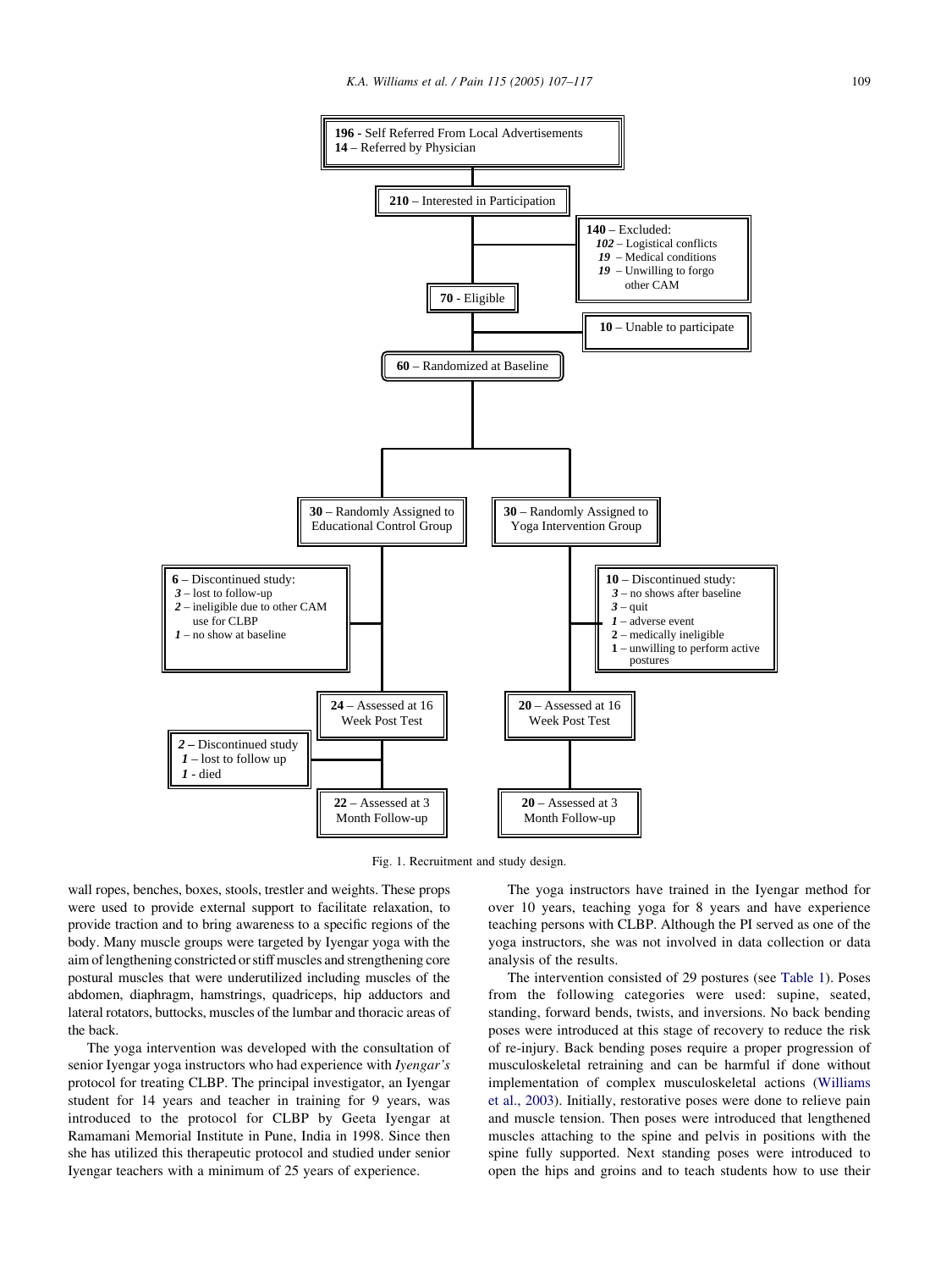**196** - Self Referred From Local Advertisements
**14** – Referred by Physician

**210** – Interested in Participation

**140** – Excluded:
- *102* – Logistical conflicts
- *19* – Medical conditions
- *19* – Unwilling to forgo other CAM

**70** - Eligible

**10** – Unable to participate

**60** – Randomized at Baseline

**30** – Randomly Assigned to Educational Control Group

**6** – Discontinued study:
- *3* – lost to follow-up
- *2* – ineligible due to other CAM use for CLBP
- *1* – no show at baseline

**24** – Assessed at 16 Week Post Test

***2*** **– Discontinued study**
- *1* – lost to follow up
- *1* - died

**22** – Assessed at 3 Month Follow-up

**30** – Randomly Assigned to Yoga Intervention Group

**10** – Discontinued study:
- *3* – no shows after baseline
- *3* – quit
- *1* – adverse event
- **2** – medically ineligible
- **1** – unwilling to perform active postures

**20** – Assessed at 16 Week Post Test

**20** – Assessed at 3 Month Follow-up

Fig. 1. Recruitment and study design.

wall ropes, benches, boxes, stools, trestler and weights. These props were used to provide external support to facilitate relaxation, to provide traction and to bring awareness to a specific regions of the body. Many muscle groups were targeted by Iyengar yoga with the aim of lengthening constricted or stiff muscles and strengthening core postural muscles that were underutilized including muscles of the abdomen, diaphragm, hamstrings, quadriceps, hip adductors and lateral rotators, buttocks, muscles of the lumbar and thoracic areas of the back.

The yoga intervention was developed with the consultation of senior Iyengar yoga instructors who had experience with *Iyengar's* protocol for treating CLBP. The principal investigator, an Iyengar student for 14 years and teacher in training for 9 years, was introduced to the protocol for CLBP by Geeta Iyengar at Ramamani Memorial Institute in Pune, India in 1998. Since then she has utilized this therapeutic protocol and studied under senior Iyengar teachers with a minimum of 25 years of experience.

The yoga instructors have trained in the Iyengar method for over 10 years, teaching yoga for 8 years and have experience teaching persons with CLBP. Although the PI served as one of the yoga instructors, she was not involved in data collection or data analysis of the results.

The intervention consisted of 29 postures (see Table 1). Poses from the following categories were used: supine, seated, standing, forward bends, twists, and inversions. No back bending poses were introduced at this stage of recovery to reduce the risk of re-injury. Back bending poses require a proper progression of musculoskeletal retraining and can be harmful if done without implementation of complex musculoskeletal actions (Williams et al., 2003). Initially, restorative poses were done to relieve pain and muscle tension. Then poses were introduced that lengthened muscles attaching to the spine and pelvis in positions with the spine fully supported. Next standing poses were introduced to open the hips and groins and to teach students how to use their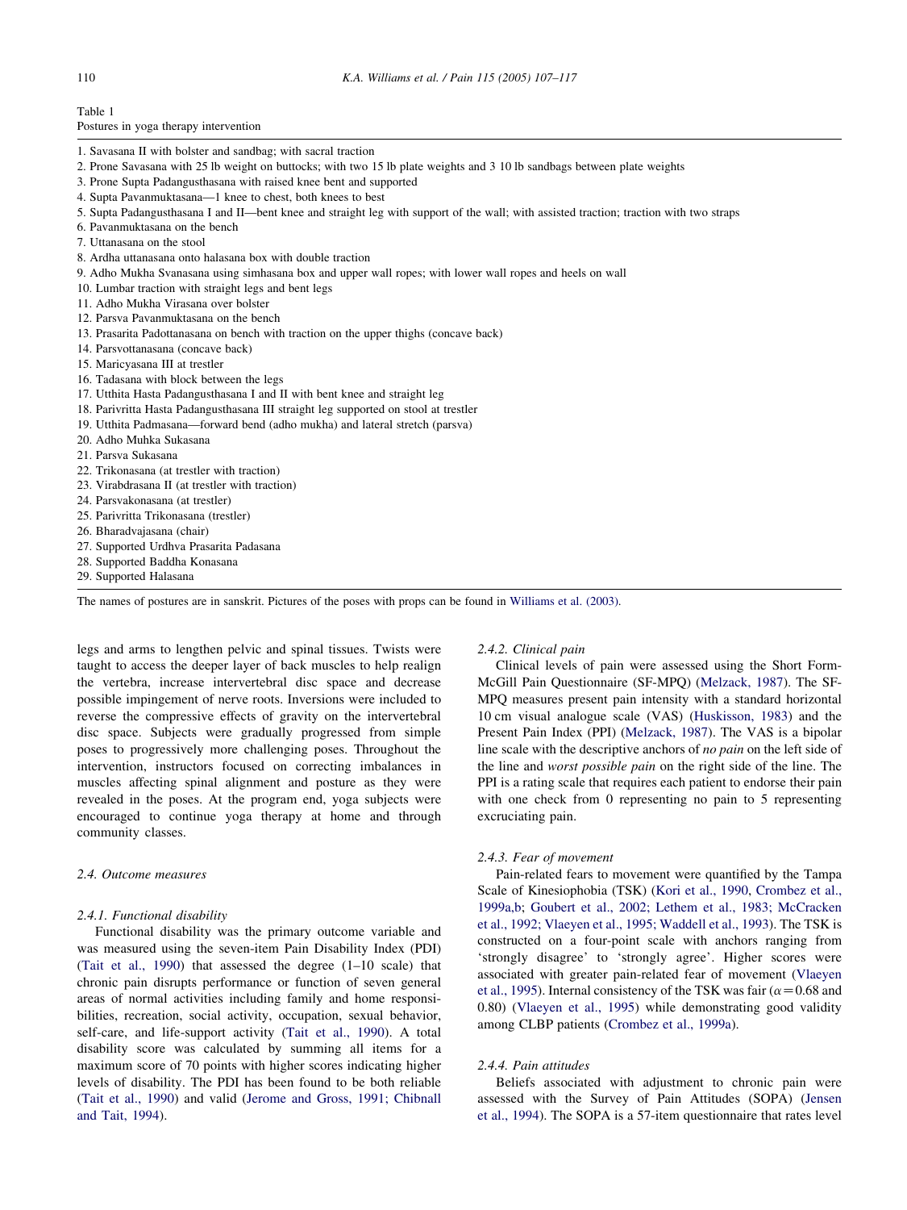Table 1
Postures in yoga therapy intervention

1. Savasana II with bolster and sandbag; with sacral traction
2. Prone Savasana with 25 lb weight on buttocks; with two 15 lb plate weights and 3 10 lb sandbags between plate weights
3. Prone Supta Padangusthasana with raised knee bent and supported
4. Supta Pavanmuktasana—1 knee to chest, both knees to best
5. Supta Padangusthasana I and II—bent knee and straight leg with support of the wall; with assisted traction; traction with two straps
6. Pavanmuktasana on the bench
7. Uttanasana on the stool
8. Ardha uttanasana onto halasana box with double traction
9. Adho Mukha Svanasana using simhasana box and upper wall ropes; with lower wall ropes and heels on wall
10. Lumbar traction with straight legs and bent legs
11. Adho Mukha Virasana over bolster
12. Parsva Pavanmuktasana on the bench
13. Prasarita Padottanasana on bench with traction on the upper thighs (concave back)
14. Parsvottanasana (concave back)
15. Maricyasana III at trestler
16. Tadasana with block between the legs
17. Utthita Hasta Padangusthasana I and II with bent knee and straight leg
18. Parivritta Hasta Padangusthasana III straight leg supported on stool at trestler
19. Utthita Padmasana—forward bend (adho mukha) and lateral stretch (parsva)
20. Adho Muhka Sukasana
21. Parsva Sukasana
22. Trikonasana (at trestler with traction)
23. Virabdrasana II (at trestler with traction)
24. Parsvakonasana (at trestler)
25. Parivritta Trikonasana (trestler)
26. Bharadvajasana (chair)
27. Supported Urdhva Prasarita Padasana
28. Supported Baddha Konasana
29. Supported Halasana

The names of postures are in sanskrit. Pictures of the poses with props can be found in Williams et al. (2003).

legs and arms to lengthen pelvic and spinal tissues. Twists were taught to access the deeper layer of back muscles to help realign the vertebra, increase intervertebral disc space and decrease possible impingement of nerve roots. Inversions were included to reverse the compressive effects of gravity on the intervertebral disc space. Subjects were gradually progressed from simple poses to progressively more challenging poses. Throughout the intervention, instructors focused on correcting imbalances in muscles affecting spinal alignment and posture as they were revealed in the poses. At the program end, yoga subjects were encouraged to continue yoga therapy at home and through community classes.

### 2.4. Outcome measures

#### 2.4.1. Functional disability

Functional disability was the primary outcome variable and was measured using the seven-item Pain Disability Index (PDI) (Tait et al., 1990) that assessed the degree (1–10 scale) that chronic pain disrupts performance or function of seven general areas of normal activities including family and home responsibilities, recreation, social activity, occupation, sexual behavior, self-care, and life-support activity (Tait et al., 1990). A total disability score was calculated by summing all items for a maximum score of 70 points with higher scores indicating higher levels of disability. The PDI has been found to be both reliable (Tait et al., 1990) and valid (Jerome and Gross, 1991; Chibnall and Tait, 1994).

#### 2.4.2. Clinical pain

Clinical levels of pain were assessed using the Short Form-McGill Pain Questionnaire (SF-MPQ) (Melzack, 1987). The SF-MPQ measures present pain intensity with a standard horizontal 10 cm visual analogue scale (VAS) (Huskisson, 1983) and the Present Pain Index (PPI) (Melzack, 1987). The VAS is a bipolar line scale with the descriptive anchors of *no pain* on the left side of the line and *worst possible pain* on the right side of the line. The PPI is a rating scale that requires each patient to endorse their pain with one check from 0 representing no pain to 5 representing excruciating pain.

#### 2.4.3. Fear of movement

Pain-related fears to movement were quantified by the Tampa Scale of Kinesiophobia (TSK) (Kori et al., 1990, Crombez et al., 1999a,b; Goubert et al., 2002; Lethem et al., 1983; McCracken et al., 1992; Vlaeyen et al., 1995; Waddell et al., 1993). The TSK is constructed on a four-point scale with anchors ranging from 'strongly disagree' to 'strongly agree'. Higher scores were associated with greater pain-related fear of movement (Vlaeyen et al., 1995). Internal consistency of the TSK was fair ($\alpha = 0.68$ and 0.80) (Vlaeyen et al., 1995) while demonstrating good validity among CLBP patients (Crombez et al., 1999a).

#### 2.4.4. Pain attitudes

Beliefs associated with adjustment to chronic pain were assessed with the Survey of Pain Attitudes (SOPA) (Jensen et al., 1994). The SOPA is a 57-item questionnaire that rates level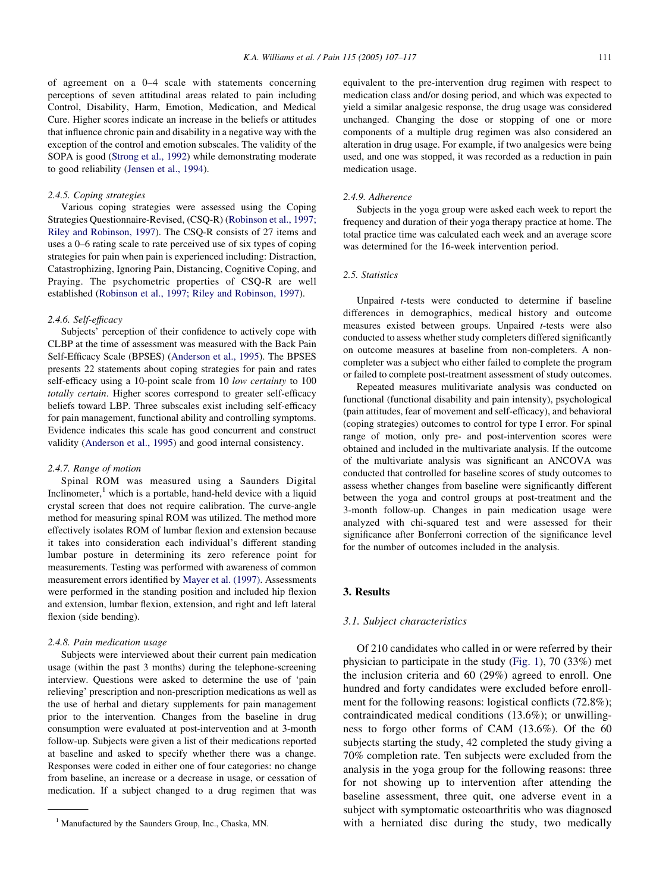of agreement on a 0–4 scale with statements concerning perceptions of seven attitudinal areas related to pain including Control, Disability, Harm, Emotion, Medication, and Medical Cure. Higher scores indicate an increase in the beliefs or attitudes that influence chronic pain and disability in a negative way with the exception of the control and emotion subscales. The validity of the SOPA is good (Strong et al., 1992) while demonstrating moderate to good reliability (Jensen et al., 1994).

#### 2.4.5. Coping strategies

Various coping strategies were assessed using the Coping Strategies Questionnaire-Revised, (CSQ-R) (Robinson et al., 1997; Riley and Robinson, 1997). The CSQ-R consists of 27 items and uses a 0–6 rating scale to rate perceived use of six types of coping strategies for pain when pain is experienced including: Distraction, Catastrophizing, Ignoring Pain, Distancing, Cognitive Coping, and Praying. The psychometric properties of CSQ-R are well established (Robinson et al., 1997; Riley and Robinson, 1997).

#### 2.4.6. Self-efficacy

Subjects' perception of their confidence to actively cope with CLBP at the time of assessment was measured with the Back Pain Self-Efficacy Scale (BPSES) (Anderson et al., 1995). The BPSES presents 22 statements about coping strategies for pain and rates self-efficacy using a 10-point scale from 10 *low certainty* to 100 *totally certain*. Higher scores correspond to greater self-efficacy beliefs toward LBP. Three subscales exist including self-efficacy for pain management, functional ability and controlling symptoms. Evidence indicates this scale has good concurrent and construct validity (Anderson et al., 1995) and good internal consistency.

#### 2.4.7. Range of motion

Spinal ROM was measured using a Saunders Digital Inclinometer,[1] which is a portable, hand-held device with a liquid crystal screen that does not require calibration. The curve-angle method for measuring spinal ROM was utilized. The method more effectively isolates ROM of lumbar flexion and extension because it takes into consideration each individual's different standing lumbar posture in determining its zero reference point for measurements. Testing was performed with awareness of common measurement errors identified by Mayer et al. (1997). Assessments were performed in the standing position and included hip flexion and extension, lumbar flexion, extension, and right and left lateral flexion (side bending).

#### 2.4.8. Pain medication usage

Subjects were interviewed about their current pain medication usage (within the past 3 months) during the telephone-screening interview. Questions were asked to determine the use of 'pain relieving' prescription and non-prescription medications as well as the use of herbal and dietary supplements for pain management prior to the intervention. Changes from the baseline in drug consumption were evaluated at post-intervention and at 3-month follow-up. Subjects were given a list of their medications reported at baseline and asked to specify whether there was a change. Responses were coded in either one of four categories: no change from baseline, an increase or a decrease in usage, or cessation of medication. If a subject changed to a drug regimen that was equivalent to the pre-intervention drug regimen with respect to medication class and/or dosing period, and which was expected to yield a similar analgesic response, the drug usage was considered unchanged. Changing the dose or stopping of one or more components of a multiple drug regimen was also considered an alteration in drug usage. For example, if two analgesics were being used, and one was stopped, it was recorded as a reduction in pain medication usage.

#### 2.4.9. Adherence

Subjects in the yoga group were asked each week to report the frequency and duration of their yoga therapy practice at home. The total practice time was calculated each week and an average score was determined for the 16-week intervention period.

### 2.5. Statistics

Unpaired *t*-tests were conducted to determine if baseline differences in demographics, medical history and outcome measures existed between groups. Unpaired *t*-tests were also conducted to assess whether study completers differed significantly on outcome measures at baseline from non-completers. A non-completer was a subject who either failed to complete the program or failed to complete post-treatment assessment of study outcomes.

Repeated measures mulitivariate analysis was conducted on functional (functional disability and pain intensity), psychological (pain attitudes, fear of movement and self-efficacy), and behavioral (coping strategies) outcomes to control for type I error. For spinal range of motion, only pre- and post-intervention scores were obtained and included in the multivariate analysis. If the outcome of the multivariate analysis was significant an ANCOVA was conducted that controlled for baseline scores of study outcomes to assess whether changes from baseline were significantly different between the yoga and control groups at post-treatment and the 3-month follow-up. Changes in pain medication usage were analyzed with chi-squared test and were assessed for their significance after Bonferroni correction of the significance level for the number of outcomes included in the analysis.

## 3. Results

### 3.1. Subject characteristics

Of 210 candidates who called in or were referred by their physician to participate in the study (Fig. 1), 70 (33%) met the inclusion criteria and 60 (29%) agreed to enroll. One hundred and forty candidates were excluded before enrollment for the following reasons: logistical conflicts (72.8%); contraindicated medical conditions (13.6%); or unwillingness to forgo other forms of CAM (13.6%). Of the 60 subjects starting the study, 42 completed the study giving a 70% completion rate. Ten subjects were excluded from the analysis in the yoga group for the following reasons: three for not showing up to intervention after attending the baseline assessment, three quit, one adverse event in a subject with symptomatic osteoarthritis who was diagnosed with a herniated disc during the study, two medically

[1] Manufactured by the Saunders Group, Inc., Chaska, MN.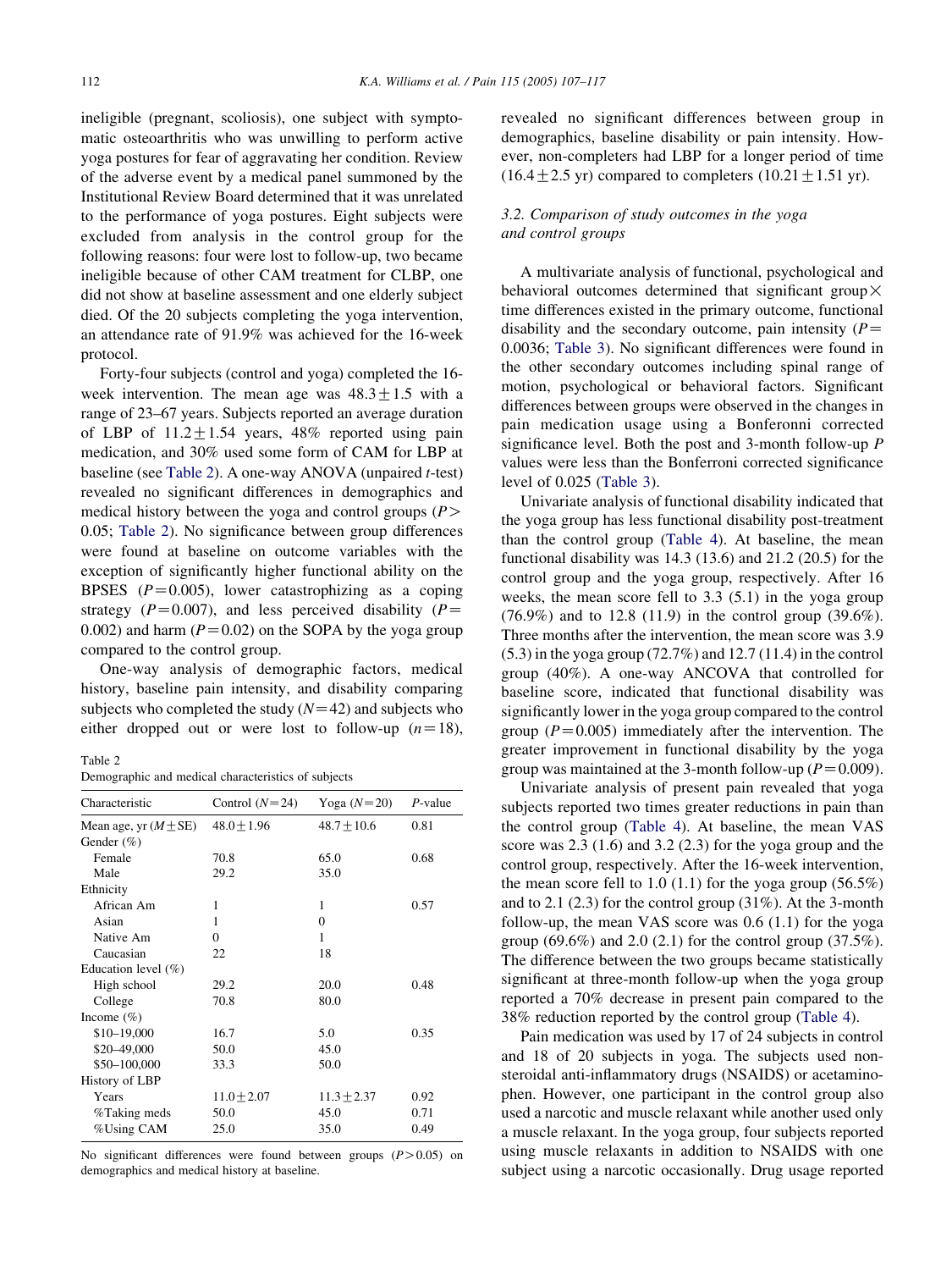ineligible (pregnant, scoliosis), one subject with symptomatic osteoarthritis who was unwilling to perform active yoga postures for fear of aggravating her condition. Review of the adverse event by a medical panel summoned by the Institutional Review Board determined that it was unrelated to the performance of yoga postures. Eight subjects were excluded from analysis in the control group for the following reasons: four were lost to follow-up, two became ineligible because of other CAM treatment for CLBP, one did not show at baseline assessment and one elderly subject died. Of the 20 subjects completing the yoga intervention, an attendance rate of 91.9% was achieved for the 16-week protocol.

Forty-four subjects (control and yoga) completed the 16-week intervention. The mean age was $48.3 \pm 1.5$ with a range of 23–67 years. Subjects reported an average duration of LBP of $11.2 \pm 1.54$ years, 48% reported using pain medication, and 30% used some form of CAM for LBP at baseline (see Table 2). A one-way ANOVA (unpaired $t$-test) revealed no significant differences in demographics and medical history between the yoga and control groups ($P > 0.05$; Table 2). No significance between group differences were found at baseline on outcome variables with the exception of significantly higher functional ability on the BPSES ($P = 0.005$), lower catastrophizing as a coping strategy ($P = 0.007$), and less perceived disability ($P = 0.002$) and harm ($P = 0.02$) on the SOPA by the yoga group compared to the control group.

One-way analysis of demographic factors, medical history, baseline pain intensity, and disability comparing subjects who completed the study ($N = 42$) and subjects who either dropped out or were lost to follow-up ($n = 18$), revealed no significant differences between group in demographics, baseline disability or pain intensity. However, non-completers had LBP for a longer period of time ($16.4 \pm 2.5$ yr) compared to completers ($10.21 \pm 1.51$ yr).

Table 2
Demographic and medical characteristics of subjects

| Characteristic | Control ($N = 24$) | Yoga ($N = 20$) | $P$-value |
|---|---|---|---|
| Mean age, yr ($M \pm SE$) | $48.0 \pm 1.96$ | $48.7 \pm 10.6$ | 0.81 |
| Gender (%) | | | |
| Female | 70.8 | 65.0 | 0.68 |
| Male | 29.2 | 35.0 | |
| Ethnicity | | | |
| African Am | 1 | 1 | 0.57 |
| Asian | 1 | 0 | |
| Native Am | 0 | 1 | |
| Caucasian | 22 | 18 | |
| Education level (%) | | | |
| High school | 29.2 | 20.0 | 0.48 |
| College | 70.8 | 80.0 | |
| Income (%) | | | |
| \$10–19,000 | 16.7 | 5.0 | 0.35 |
| \$20–49,000 | 50.0 | 45.0 | |
| \$50–100,000 | 33.3 | 50.0 | |
| History of LBP | | | |
| Years | $11.0 \pm 2.07$ | $11.3 \pm 2.37$ | 0.92 |
| %Taking meds | 50.0 | 45.0 | 0.71 |
| %Using CAM | 25.0 | 35.0 | 0.49 |

No significant differences were found between groups ($P > 0.05$) on demographics and medical history at baseline.

### 3.2. Comparison of study outcomes in the yoga and control groups

A multivariate analysis of functional, psychological and behavioral outcomes determined that significant group × time differences existed in the primary outcome, functional disability and the secondary outcome, pain intensity ($P = 0.0036$; Table 3). No significant differences were found in the other secondary outcomes including spinal range of motion, psychological or behavioral factors. Significant differences between groups were observed in the changes in pain medication usage using a Bonferonni corrected significance level. Both the post and 3-month follow-up $P$ values were less than the Bonferroni corrected significance level of 0.025 (Table 3).

Univariate analysis of functional disability indicated that the yoga group has less functional disability post-treatment than the control group (Table 4). At baseline, the mean functional disability was 14.3 (13.6) and 21.2 (20.5) for the control group and the yoga group, respectively. After 16 weeks, the mean score fell to 3.3 (5.1) in the yoga group (76.9%) and to 12.8 (11.9) in the control group (39.6%). Three months after the intervention, the mean score was 3.9 (5.3) in the yoga group (72.7%) and 12.7 (11.4) in the control group (40%). A one-way ANCOVA that controlled for baseline score, indicated that functional disability was significantly lower in the yoga group compared to the control group ($P = 0.005$) immediately after the intervention. The greater improvement in functional disability by the yoga group was maintained at the 3-month follow-up ($P = 0.009$).

Univariate analysis of present pain revealed that yoga subjects reported two times greater reductions in pain than the control group (Table 4). At baseline, the mean VAS score was 2.3 (1.6) and 3.2 (2.3) for the yoga group and the control group, respectively. After the 16-week intervention, the mean score fell to 1.0 (1.1) for the yoga group (56.5%) and to 2.1 (2.3) for the control group (31%). At the 3-month follow-up, the mean VAS score was 0.6 (1.1) for the yoga group (69.6%) and 2.0 (2.1) for the control group (37.5%). The difference between the two groups became statistically significant at three-month follow-up when the yoga group reported a 70% decrease in present pain compared to the 38% reduction reported by the control group (Table 4).

Pain medication was used by 17 of 24 subjects in control and 18 of 20 subjects in yoga. The subjects used non-steroidal anti-inflammatory drugs (NSAIDS) or acetaminophen. However, one participant in the control group also used a narcotic and muscle relaxant while another used only a muscle relaxant. In the yoga group, four subjects reported using muscle relaxants in addition to NSAIDS with one subject using a narcotic occasionally. Drug usage reported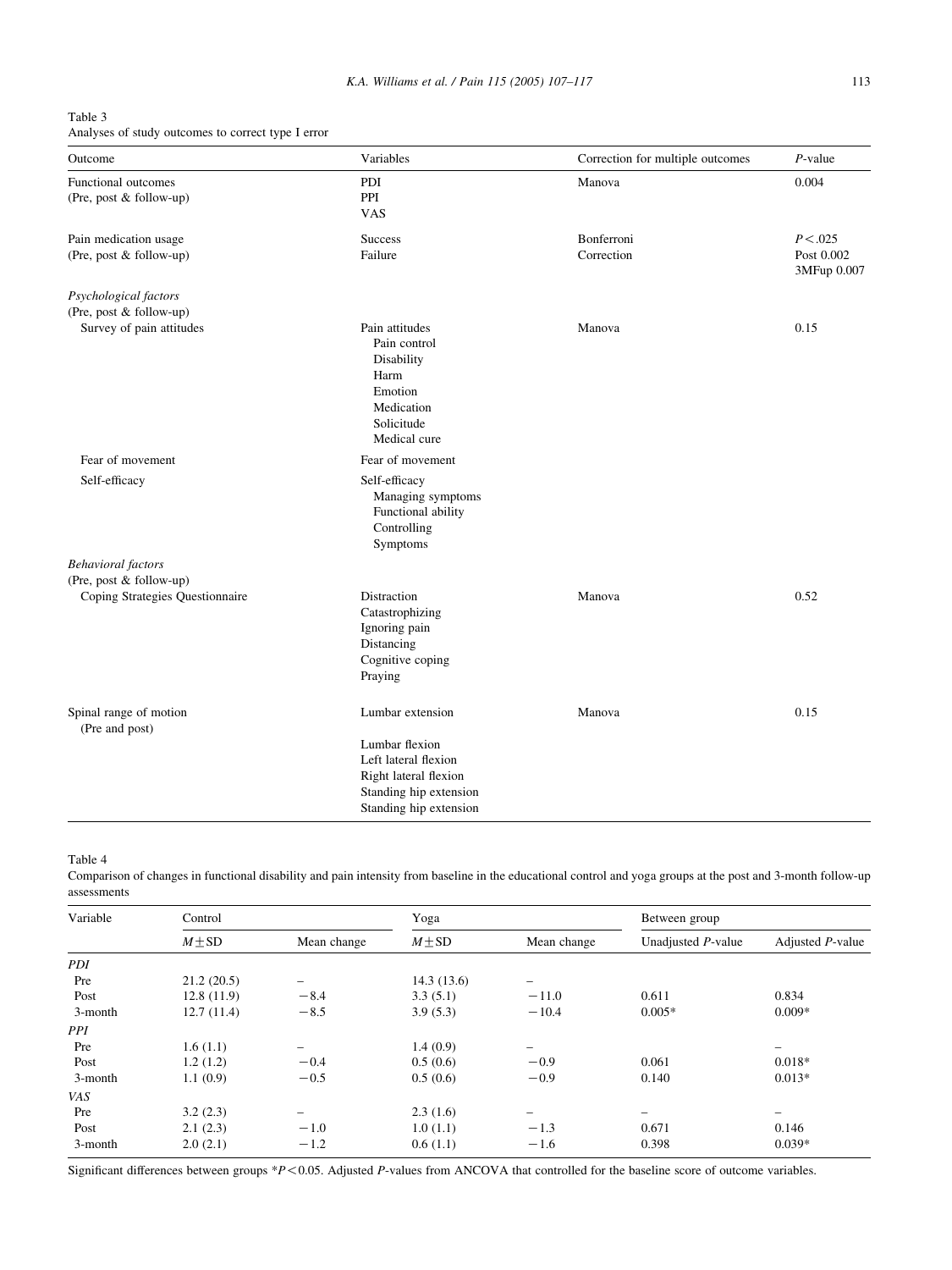Table 3
Analyses of study outcomes to correct type I error

| Outcome | Variables | Correction for multiple outcomes | *P*-value |
|---|---|---|---|
| Functional outcomes (Pre, post & follow-up) | PDI<br>PPI<br>VAS | Manova | 0.004 |
| Pain medication usage (Pre, post & follow-up) | Success<br>Failure | Bonferroni Correction | $P < .025$<br>Post 0.002<br>3MFup 0.007 |
| *Psychological factors* (Pre, post & follow-up) | | | |
| Survey of pain attitudes | Pain attitudes<br>Pain control<br>Disability<br>Harm<br>Emotion<br>Medication<br>Solicitude<br>Medical cure | Manova | 0.15 |
| Fear of movement | Fear of movement | | |
| Self-efficacy | Self-efficacy<br>Managing symptoms<br>Functional ability<br>Controlling<br>Symptoms | | |
| *Behavioral factors* (Pre, post & follow-up) | | | |
| Coping Strategies Questionnaire | Distraction<br>Catastrophizing<br>Ignoring pain<br>Distancing<br>Cognitive coping<br>Praying | Manova | 0.52 |
| Spinal range of motion (Pre and post) | Lumbar extension<br>Lumbar flexion<br>Left lateral flexion<br>Right lateral flexion<br>Standing hip extension<br>Standing hip extension | Manova | 0.15 |

Table 4
Comparison of changes in functional disability and pain intensity from baseline in the educational control and yoga groups at the post and 3-month follow-up assessments

| Variable | Control | | Yoga | | Between group | |
|---|---|---|---|---|---|---|
| | $M \pm$SD | Mean change | $M \pm$SD | Mean change | Unadjusted *P*-value | Adjusted *P*-value |
| *PDI* | | | | | | |
| Pre | 21.2 (20.5) | – | 14.3 (13.6) | – | | |
| Post | 12.8 (11.9) | −8.4 | 3.3 (5.1) | −11.0 | 0.611 | 0.834 |
| 3-month | 12.7 (11.4) | −8.5 | 3.9 (5.3) | −10.4 | 0.005* | 0.009* |
| *PPI* | | | | | | |
| Pre | 1.6 (1.1) | – | 1.4 (0.9) | – | | – |
| Post | 1.2 (1.2) | −0.4 | 0.5 (0.6) | −0.9 | 0.061 | 0.018* |
| 3-month | 1.1 (0.9) | −0.5 | 0.5 (0.6) | −0.9 | 0.140 | 0.013* |
| *VAS* | | | | | | |
| Pre | 3.2 (2.3) | – | 2.3 (1.6) | – | – | – |
| Post | 2.1 (2.3) | −1.0 | 1.0 (1.1) | −1.3 | 0.671 | 0.146 |
| 3-month | 2.0 (2.1) | −1.2 | 0.6 (1.1) | −1.6 | 0.398 | 0.039* |

Significant differences between groups $^*P < 0.05$. Adjusted *P*-values from ANCOVA that controlled for the baseline score of outcome variables.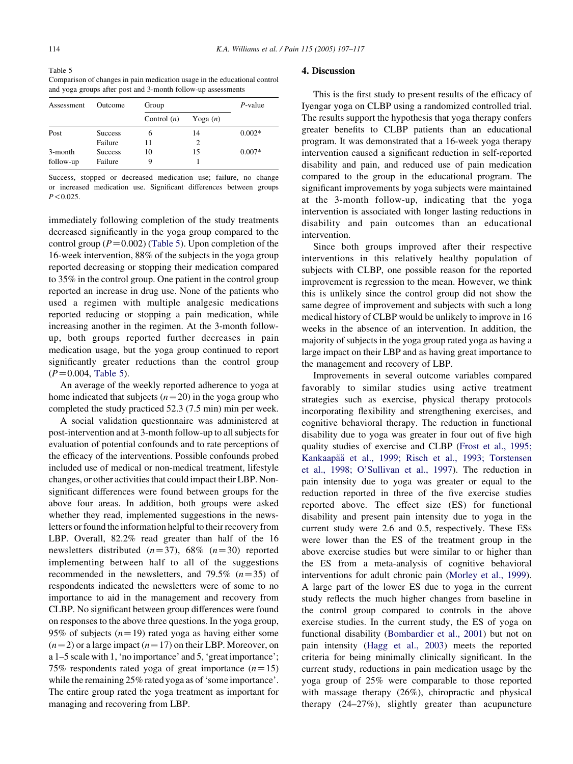Table 5
Comparison of changes in pain medication usage in the educational control and yoga groups after post and 3-month follow-up assessments

| Assessment | Outcome | Group | | P-value |
|---|---|---|---|---|
| | | Control (n) | Yoga (n) | |
| Post | Success | 6 | 14 | 0.002* |
| | Failure | 11 | 2 | |
| 3-month follow-up | Success | 10 | 15 | 0.007* |
| | Failure | 9 | 1 | |

Success, stopped or decreased medication use; failure, no change or increased medication use. Significant differences between groups $P<0.025$.

immediately following completion of the study treatments decreased significantly in the yoga group compared to the control group ($P=0.002$) (Table 5). Upon completion of the 16-week intervention, 88% of the subjects in the yoga group reported decreasing or stopping their medication compared to 35% in the control group. One patient in the control group reported an increase in drug use. None of the patients who used a regimen with multiple analgesic medications reported reducing or stopping a pain medication, while increasing another in the regimen. At the 3-month follow-up, both groups reported further decreases in pain medication usage, but the yoga group continued to report significantly greater reductions than the control group ($P=0.004$, Table 5).

An average of the weekly reported adherence to yoga at home indicated that subjects ($n=20$) in the yoga group who completed the study practiced 52.3 (7.5 min) min per week.

A social validation questionnaire was administered at post-intervention and at 3-month follow-up to all subjects for evaluation of potential confounds and to rate perceptions of the efficacy of the interventions. Possible confounds probed included use of medical or non-medical treatment, lifestyle changes, or other activities that could impact their LBP. Non-significant differences were found between groups for the above four areas. In addition, both groups were asked whether they read, implemented suggestions in the newsletters or found the information helpful to their recovery from LBP. Overall, 82.2% read greater than half of the 16 newsletters distributed ($n=37$), 68% ($n=30$) reported implementing between half to all of the suggestions recommended in the newsletters, and 79.5% ($n=35$) of respondents indicated the newsletters were of some to no importance to aid in the management and recovery from CLBP. No significant between group differences were found on responses to the above three questions. In the yoga group, 95% of subjects ($n=19$) rated yoga as having either some ($n=2$) or a large impact ($n=17$) on their LBP. Moreover, on a 1–5 scale with 1, 'no importance' and 5, 'great importance'; 75% respondents rated yoga of great importance ($n=15$) while the remaining 25% rated yoga as of 'some importance'. The entire group rated the yoga treatment as important for managing and recovering from LBP.

## 4. Discussion

This is the first study to present results of the efficacy of Iyengar yoga on CLBP using a randomized controlled trial. The results support the hypothesis that yoga therapy confers greater benefits to CLBP patients than an educational program. It was demonstrated that a 16-week yoga therapy intervention caused a significant reduction in self-reported disability and pain, and reduced use of pain medication compared to the group in the educational program. The significant improvements by yoga subjects were maintained at the 3-month follow-up, indicating that the yoga intervention is associated with longer lasting reductions in disability and pain outcomes than an educational intervention.

Since both groups improved after their respective interventions in this relatively healthy population of subjects with CLBP, one possible reason for the reported improvement is regression to the mean. However, we think this is unlikely since the control group did not show the same degree of improvement and subjects with such a long medical history of CLBP would be unlikely to improve in 16 weeks in the absence of an intervention. In addition, the majority of subjects in the yoga group rated yoga as having a large impact on their LBP and as having great importance to the management and recovery of LBP.

Improvements in several outcome variables compared favorably to similar studies using active treatment strategies such as exercise, physical therapy protocols incorporating flexibility and strengthening exercises, and cognitive behavioral therapy. The reduction in functional disability due to yoga was greater in four out of five high quality studies of exercise and CLBP (Frost et al., 1995; Kankaapää et al., 1999; Risch et al., 1993; Torstensen et al., 1998; O'Sullivan et al., 1997). The reduction in pain intensity due to yoga was greater or equal to the reduction reported in three of the five exercise studies reported above. The effect size (ES) for functional disability and present pain intensity due to yoga in the current study were 2.6 and 0.5, respectively. These ESs were lower than the ES of the treatment group in the above exercise studies but were similar to or higher than the ES from a meta-analysis of cognitive behavioral interventions for adult chronic pain (Morley et al., 1999). A large part of the lower ES due to yoga in the current study reflects the much higher changes from baseline in the control group compared to controls in the above exercise studies. In the current study, the ES of yoga on functional disability (Bombardier et al., 2001) but not on pain intensity (Hagg et al., 2003) meets the reported criteria for being minimally clinically significant. In the current study, reductions in pain medication usage by the yoga group of 25% were comparable to those reported with massage therapy (26%), chiropractic and physical therapy (24–27%), slightly greater than acupuncture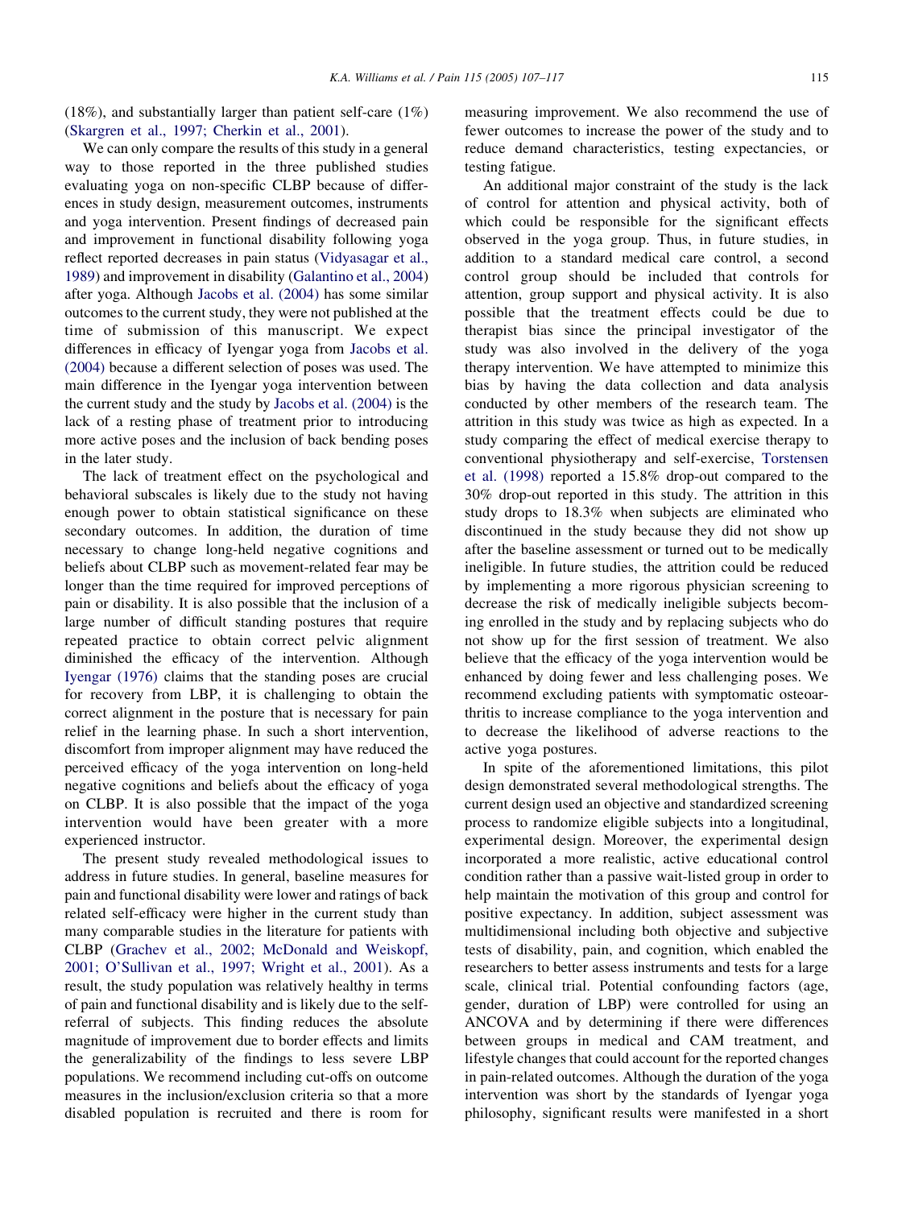(18%), and substantially larger than patient self-care (1%) (Skargren et al., 1997; Cherkin et al., 2001).

We can only compare the results of this study in a general way to those reported in the three published studies evaluating yoga on non-specific CLBP because of differences in study design, measurement outcomes, instruments and yoga intervention. Present findings of decreased pain and improvement in functional disability following yoga reflect reported decreases in pain status (Vidyasagar et al., 1989) and improvement in disability (Galantino et al., 2004) after yoga. Although Jacobs et al. (2004) has some similar outcomes to the current study, they were not published at the time of submission of this manuscript. We expect differences in efficacy of Iyengar yoga from Jacobs et al. (2004) because a different selection of poses was used. The main difference in the Iyengar yoga intervention between the current study and the study by Jacobs et al. (2004) is the lack of a resting phase of treatment prior to introducing more active poses and the inclusion of back bending poses in the later study.

The lack of treatment effect on the psychological and behavioral subscales is likely due to the study not having enough power to obtain statistical significance on these secondary outcomes. In addition, the duration of time necessary to change long-held negative cognitions and beliefs about CLBP such as movement-related fear may be longer than the time required for improved perceptions of pain or disability. It is also possible that the inclusion of a large number of difficult standing postures that require repeated practice to obtain correct pelvic alignment diminished the efficacy of the intervention. Although Iyengar (1976) claims that the standing poses are crucial for recovery from LBP, it is challenging to obtain the correct alignment in the posture that is necessary for pain relief in the learning phase. In such a short intervention, discomfort from improper alignment may have reduced the perceived efficacy of the yoga intervention on long-held negative cognitions and beliefs about the efficacy of yoga on CLBP. It is also possible that the impact of the yoga intervention would have been greater with a more experienced instructor.

The present study revealed methodological issues to address in future studies. In general, baseline measures for pain and functional disability were lower and ratings of back related self-efficacy were higher in the current study than many comparable studies in the literature for patients with CLBP (Grachev et al., 2002; McDonald and Weiskopf, 2001; O'Sullivan et al., 1997; Wright et al., 2001). As a result, the study population was relatively healthy in terms of pain and functional disability and is likely due to the self-referral of subjects. This finding reduces the absolute magnitude of improvement due to border effects and limits the generalizability of the findings to less severe LBP populations. We recommend including cut-offs on outcome measures in the inclusion/exclusion criteria so that a more disabled population is recruited and there is room for measuring improvement. We also recommend the use of fewer outcomes to increase the power of the study and to reduce demand characteristics, testing expectancies, or testing fatigue.

An additional major constraint of the study is the lack of control for attention and physical activity, both of which could be responsible for the significant effects observed in the yoga group. Thus, in future studies, in addition to a standard medical care control, a second control group should be included that controls for attention, group support and physical activity. It is also possible that the treatment effects could be due to therapist bias since the principal investigator of the study was also involved in the delivery of the yoga therapy intervention. We have attempted to minimize this bias by having the data collection and data analysis conducted by other members of the research team. The attrition in this study was twice as high as expected. In a study comparing the effect of medical exercise therapy to conventional physiotherapy and self-exercise, Torstensen et al. (1998) reported a 15.8% drop-out compared to the 30% drop-out reported in this study. The attrition in this study drops to 18.3% when subjects are eliminated who discontinued in the study because they did not show up after the baseline assessment or turned out to be medically ineligible. In future studies, the attrition could be reduced by implementing a more rigorous physician screening to decrease the risk of medically ineligible subjects becoming enrolled in the study and by replacing subjects who do not show up for the first session of treatment. We also believe that the efficacy of the yoga intervention would be enhanced by doing fewer and less challenging poses. We recommend excluding patients with symptomatic osteoarthritis to increase compliance to the yoga intervention and to decrease the likelihood of adverse reactions to the active yoga postures.

In spite of the aforementioned limitations, this pilot design demonstrated several methodological strengths. The current design used an objective and standardized screening process to randomize eligible subjects into a longitudinal, experimental design. Moreover, the experimental design incorporated a more realistic, active educational control condition rather than a passive wait-listed group in order to help maintain the motivation of this group and control for positive expectancy. In addition, subject assessment was multidimensional including both objective and subjective tests of disability, pain, and cognition, which enabled the researchers to better assess instruments and tests for a large scale, clinical trial. Potential confounding factors (age, gender, duration of LBP) were controlled for using an ANCOVA and by determining if there were differences between groups in medical and CAM treatment, and lifestyle changes that could account for the reported changes in pain-related outcomes. Although the duration of the yoga intervention was short by the standards of Iyengar yoga philosophy, significant results were manifested in a short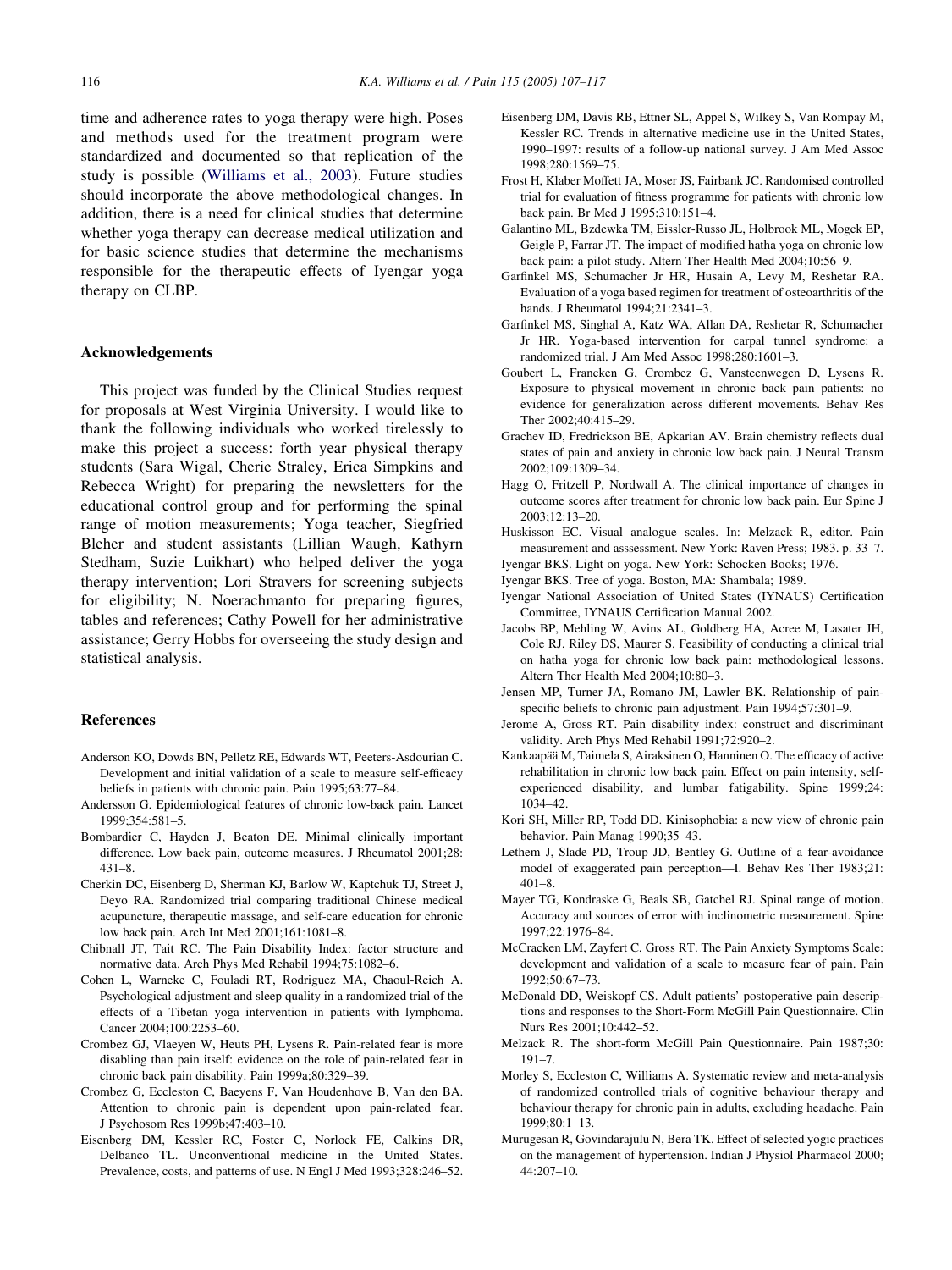time and adherence rates to yoga therapy were high. Poses and methods used for the treatment program were standardized and documented so that replication of the study is possible (Williams et al., 2003). Future studies should incorporate the above methodological changes. In addition, there is a need for clinical studies that determine whether yoga therapy can decrease medical utilization and for basic science studies that determine the mechanisms responsible for the therapeutic effects of Iyengar yoga therapy on CLBP.

## Acknowledgements

This project was funded by the Clinical Studies request for proposals at West Virginia University. I would like to thank the following individuals who worked tirelessly to make this project a success: forth year physical therapy students (Sara Wigal, Cherie Straley, Erica Simpkins and Rebecca Wright) for preparing the newsletters for the educational control group and for performing the spinal range of motion measurements; Yoga teacher, Siegfried Bleher and student assistants (Lillian Waugh, Kathyrn Stedham, Suzie Luikhart) who helped deliver the yoga therapy intervention; Lori Stravers for screening subjects for eligibility; N. Noerachmanto for preparing figures, tables and references; Cathy Powell for her administrative assistance; Gerry Hobbs for overseeing the study design and statistical analysis.

## References

Anderson KO, Dowds BN, Pelletz RE, Edwards WT, Peeters-Asdourian C. Development and initial validation of a scale to measure self-efficacy beliefs in patients with chronic pain. Pain 1995;63:77–84.

Andersson G. Epidemiological features of chronic low-back pain. Lancet 1999;354:581–5.

Bombardier C, Hayden J, Beaton DE. Minimal clinically important difference. Low back pain, outcome measures. J Rheumatol 2001;28: 431–8.

Cherkin DC, Eisenberg D, Sherman KJ, Barlow W, Kaptchuk TJ, Street J, Deyo RA. Randomized trial comparing traditional Chinese medical acupuncture, therapeutic massage, and self-care education for chronic low back pain. Arch Int Med 2001;161:1081–8.

Chibnall JT, Tait RC. The Pain Disability Index: factor structure and normative data. Arch Phys Med Rehabil 1994;75:1082–6.

Cohen L, Warneke C, Fouladi RT, Rodriguez MA, Chaoul-Reich A. Psychological adjustment and sleep quality in a randomized trial of the effects of a Tibetan yoga intervention in patients with lymphoma. Cancer 2004;100:2253–60.

Crombez GJ, Vlaeyen W, Heuts PH, Lysens R. Pain-related fear is more disabling than pain itself: evidence on the role of pain-related fear in chronic back pain disability. Pain 1999a;80:329–39.

Crombez G, Eccleston C, Baeyens F, Van Houdenhove B, Van den BA. Attention to chronic pain is dependent upon pain-related fear. J Psychosom Res 1999b;47:403–10.

Eisenberg DM, Kessler RC, Foster C, Norlock FE, Calkins DR, Delbanco TL. Unconventional medicine in the United States. Prevalence, costs, and patterns of use. N Engl J Med 1993;328:246–52.

Eisenberg DM, Davis RB, Ettner SL, Appel S, Wilkey S, Van Rompay M, Kessler RC. Trends in alternative medicine use in the United States, 1990–1997: results of a follow-up national survey. J Am Med Assoc 1998;280:1569–75.

Frost H, Klaber Moffett JA, Moser JS, Fairbank JC. Randomised controlled trial for evaluation of fitness programme for patients with chronic low back pain. Br Med J 1995;310:151–4.

Galantino ML, Bzdewka TM, Eissler-Russo JL, Holbrook ML, Mogck EP, Geigle P, Farrar JT. The impact of modified hatha yoga on chronic low back pain: a pilot study. Altern Ther Health Med 2004;10:56–9.

Garfinkel MS, Schumacher Jr HR, Husain A, Levy M, Reshetar RA. Evaluation of a yoga based regimen for treatment of osteoarthritis of the hands. J Rheumatol 1994;21:2341–3.

Garfinkel MS, Singhal A, Katz WA, Allan DA, Reshetar R, Schumacher Jr HR. Yoga-based intervention for carpal tunnel syndrome: a randomized trial. J Am Med Assoc 1998;280:1601–3.

Goubert L, Francken G, Crombez G, Vansteenwegen D, Lysens R. Exposure to physical movement in chronic back pain patients: no evidence for generalization across different movements. Behav Res Ther 2002;40:415–29.

Grachev ID, Fredrickson BE, Apkarian AV. Brain chemistry reflects dual states of pain and anxiety in chronic low back pain. J Neural Transm 2002;109:1309–34.

Hagg O, Fritzell P, Nordwall A. The clinical importance of changes in outcome scores after treatment for chronic low back pain. Eur Spine J 2003;12:13–20.

Huskisson EC. Visual analogue scales. In: Melzack R, editor. Pain measurement and asssessment. New York: Raven Press; 1983. p. 33–7.

Iyengar BKS. Light on yoga. New York: Schocken Books; 1976.

Iyengar BKS. Tree of yoga. Boston, MA: Shambala; 1989.

Iyengar National Association of United States (IYNAUS) Certification Committee, IYNAUS Certification Manual 2002.

Jacobs BP, Mehling W, Avins AL, Goldberg HA, Acree M, Lasater JH, Cole RJ, Riley DS, Maurer S. Feasibility of conducting a clinical trial on hatha yoga for chronic low back pain: methodological lessons. Altern Ther Health Med 2004;10:80–3.

Jensen MP, Turner JA, Romano JM, Lawler BK. Relationship of pain-specific beliefs to chronic pain adjustment. Pain 1994;57:301–9.

Jerome A, Gross RT. Pain disability index: construct and discriminant validity. Arch Phys Med Rehabil 1991;72:920–2.

Kankaapää M, Taimela S, Airaksinen O, Hanninen O. The efficacy of active rehabilitation in chronic low back pain. Effect on pain intensity, self-experienced disability, and lumbar fatigability. Spine 1999;24: 1034–42.

Kori SH, Miller RP, Todd DD. Kinisophobia: a new view of chronic pain behavior. Pain Manag 1990;35–43.

Lethem J, Slade PD, Troup JD, Bentley G. Outline of a fear-avoidance model of exaggerated pain perception—I. Behav Res Ther 1983;21: 401–8.

Mayer TG, Kondraske G, Beals SB, Gatchel RJ. Spinal range of motion. Accuracy and sources of error with inclinometric measurement. Spine 1997;22:1976–84.

McCracken LM, Zayfert C, Gross RT. The Pain Anxiety Symptoms Scale: development and validation of a scale to measure fear of pain. Pain 1992;50:67–73.

McDonald DD, Weiskopf CS. Adult patients' postoperative pain descriptions and responses to the Short-Form McGill Pain Questionnaire. Clin Nurs Res 2001;10:442–52.

Melzack R. The short-form McGill Pain Questionnaire. Pain 1987;30: 191–7.

Morley S, Eccleston C, Williams A. Systematic review and meta-analysis of randomized controlled trials of cognitive behaviour therapy and behaviour therapy for chronic pain in adults, excluding headache. Pain 1999;80:1–13.

Murugesan R, Govindarajulu N, Bera TK. Effect of selected yogic practices on the management of hypertension. Indian J Physiol Pharmacol 2000; 44:207–10.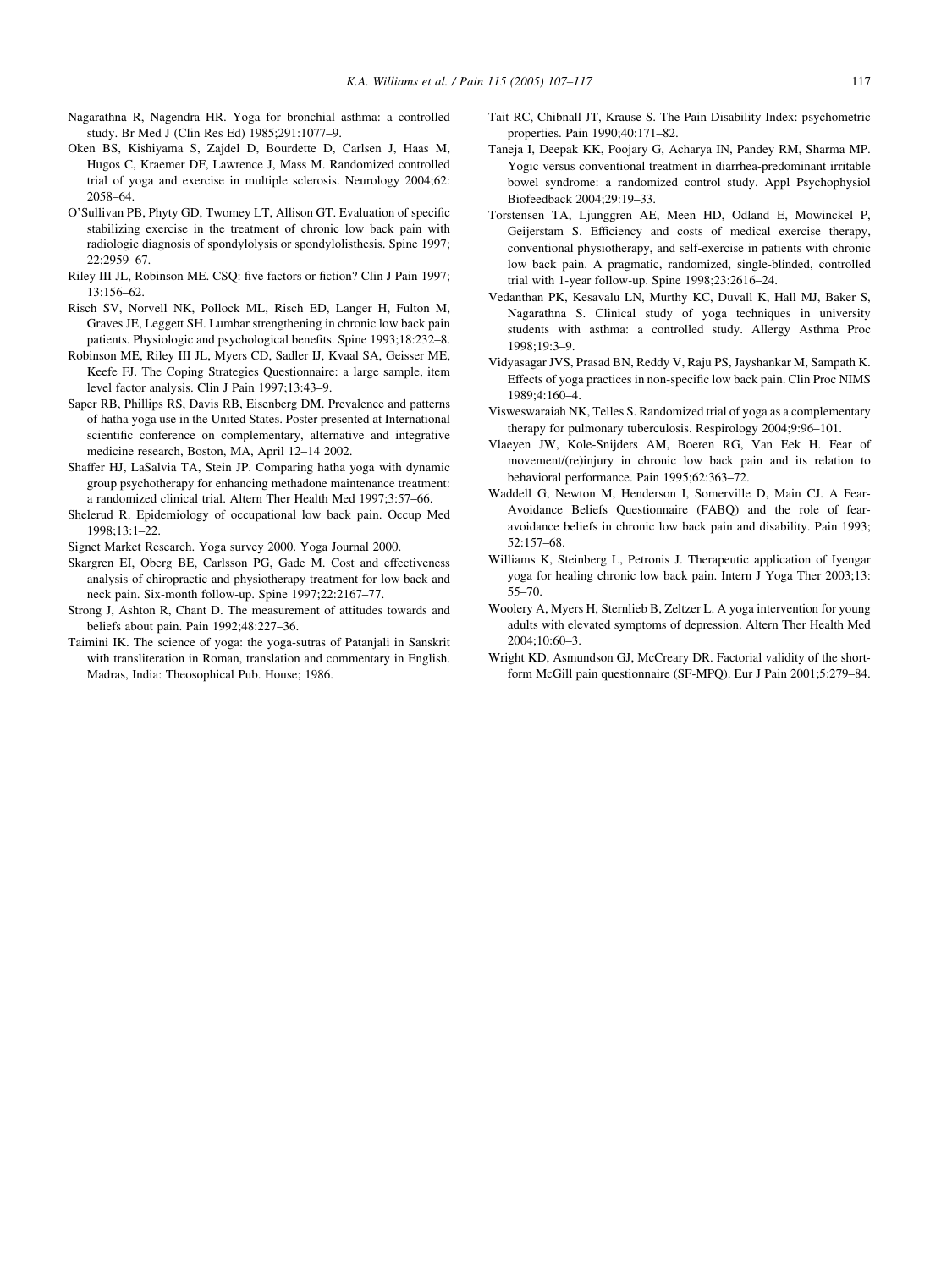Nagarathna R, Nagendra HR. Yoga for bronchial asthma: a controlled study. Br Med J (Clin Res Ed) 1985;291:1077–9.

Oken BS, Kishiyama S, Zajdel D, Bourdette D, Carlsen J, Haas M, Hugos C, Kraemer DF, Lawrence J, Mass M. Randomized controlled trial of yoga and exercise in multiple sclerosis. Neurology 2004;62: 2058–64.

O'Sullivan PB, Phyty GD, Twomey LT, Allison GT. Evaluation of specific stabilizing exercise in the treatment of chronic low back pain with radiologic diagnosis of spondylolysis or spondylolisthesis. Spine 1997; 22:2959–67.

Riley III JL, Robinson ME. CSQ: five factors or fiction? Clin J Pain 1997; 13:156–62.

Risch SV, Norvell NK, Pollock ML, Risch ED, Langer H, Fulton M, Graves JE, Leggett SH. Lumbar strengthening in chronic low back pain patients. Physiologic and psychological benefits. Spine 1993;18:232–8.

Robinson ME, Riley III JL, Myers CD, Sadler IJ, Kvaal SA, Geisser ME, Keefe FJ. The Coping Strategies Questionnaire: a large sample, item level factor analysis. Clin J Pain 1997;13:43–9.

Saper RB, Phillips RS, Davis RB, Eisenberg DM. Prevalence and patterns of hatha yoga use in the United States. Poster presented at International scientific conference on complementary, alternative and integrative medicine research, Boston, MA, April 12–14 2002.

Shaffer HJ, LaSalvia TA, Stein JP. Comparing hatha yoga with dynamic group psychotherapy for enhancing methadone maintenance treatment: a randomized clinical trial. Altern Ther Health Med 1997;3:57–66.

Shelerud R. Epidemiology of occupational low back pain. Occup Med 1998;13:1–22.

Signet Market Research. Yoga survey 2000. Yoga Journal 2000.

Skargren EI, Oberg BE, Carlsson PG, Gade M. Cost and effectiveness analysis of chiropractic and physiotherapy treatment for low back and neck pain. Six-month follow-up. Spine 1997;22:2167–77.

Strong J, Ashton R, Chant D. The measurement of attitudes towards and beliefs about pain. Pain 1992;48:227–36.

Taimini IK. The science of yoga: the yoga-sutras of Patanjali in Sanskrit with transliteration in Roman, translation and commentary in English. Madras, India: Theosophical Pub. House; 1986.

Tait RC, Chibnall JT, Krause S. The Pain Disability Index: psychometric properties. Pain 1990;40:171–82.

Taneja I, Deepak KK, Poojary G, Acharya IN, Pandey RM, Sharma MP. Yogic versus conventional treatment in diarrhea-predominant irritable bowel syndrome: a randomized control study. Appl Psychophysiol Biofeedback 2004;29:19–33.

Torstensen TA, Ljunggren AE, Meen HD, Odland E, Mowinckel P, Geijerstam S. Efficiency and costs of medical exercise therapy, conventional physiotherapy, and self-exercise in patients with chronic low back pain. A pragmatic, randomized, single-blinded, controlled trial with 1-year follow-up. Spine 1998;23:2616–24.

Vedanthan PK, Kesavalu LN, Murthy KC, Duvall K, Hall MJ, Baker S, Nagarathna S. Clinical study of yoga techniques in university students with asthma: a controlled study. Allergy Asthma Proc 1998;19:3–9.

Vidyasagar JVS, Prasad BN, Reddy V, Raju PS, Jayshankar M, Sampath K. Effects of yoga practices in non-specific low back pain. Clin Proc NIMS 1989;4:160–4.

Visweswaraiah NK, Telles S. Randomized trial of yoga as a complementary therapy for pulmonary tuberculosis. Respirology 2004;9:96–101.

Vlaeyen JW, Kole-Snijders AM, Boeren RG, Van Eek H. Fear of movement/(re)injury in chronic low back pain and its relation to behavioral performance. Pain 1995;62:363–72.

Waddell G, Newton M, Henderson I, Somerville D, Main CJ. A Fear-Avoidance Beliefs Questionnaire (FABQ) and the role of fear-avoidance beliefs in chronic low back pain and disability. Pain 1993; 52:157–68.

Williams K, Steinberg L, Petronis J. Therapeutic application of Iyengar yoga for healing chronic low back pain. Intern J Yoga Ther 2003;13: 55–70.

Woolery A, Myers H, Sternlieb B, Zeltzer L. A yoga intervention for young adults with elevated symptoms of depression. Altern Ther Health Med 2004;10:60–3.

Wright KD, Asmundson GJ, McCreary DR. Factorial validity of the short-form McGill pain questionnaire (SF-MPQ). Eur J Pain 2001;5:279–84.